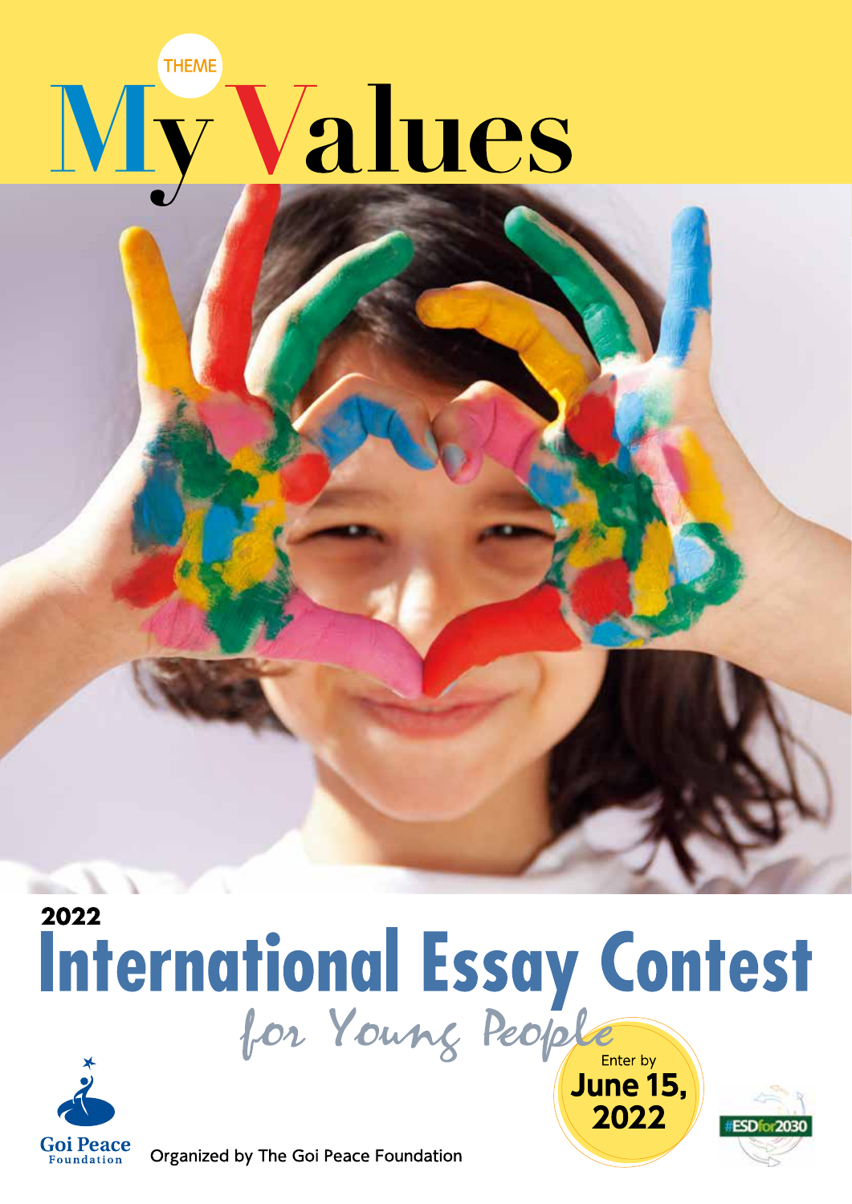THEME

# My Values

2022

# International Essay Contest

## for Young People

Enter by **June 15, 2022**

Goi Peace Foundation

Organized by The Goi Peace Foundation

#ESDfor2030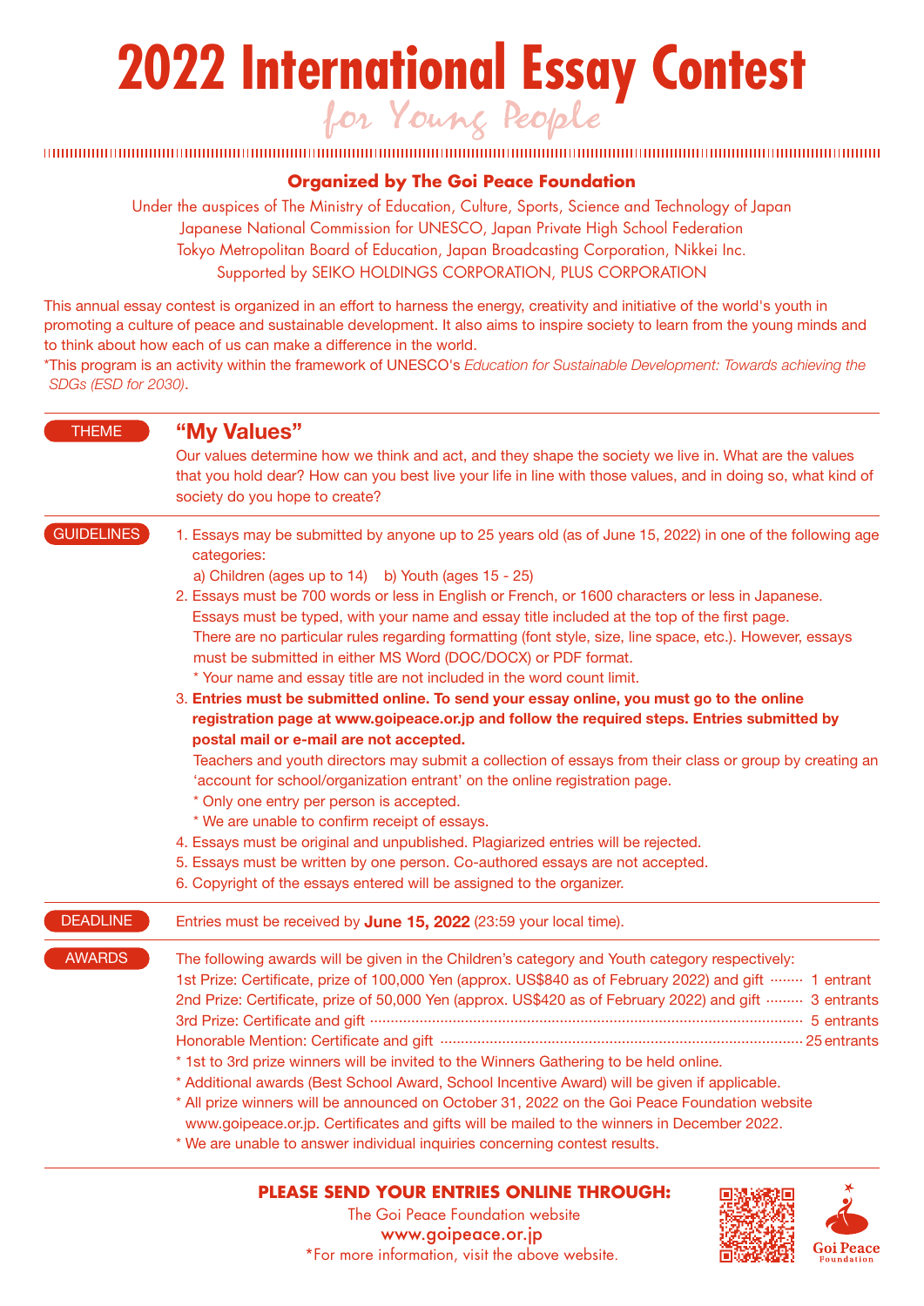# 2022 International Essay Contest

*for Young People*

**Organized by The Goi Peace Foundation**

Under the auspices of The Ministry of Education, Culture, Sports, Science and Technology of Japan
Japanese National Commission for UNESCO, Japan Private High School Federation
Tokyo Metropolitan Board of Education, Japan Broadcasting Corporation, Nikkei Inc.
Supported by SEIKO HOLDINGS CORPORATION, PLUS CORPORATION

This annual essay contest is organized in an effort to harness the energy, creativity and initiative of the world's youth in promoting a culture of peace and sustainable development. It also aims to inspire society to learn from the young minds and to think about how each of us can make a difference in the world.

*This program is an activity within the framework of UNESCO's *Education for Sustainable Development: Towards achieving the SDGs (ESD for 2030)*.

## THEME

### "My Values"

Our values determine how we think and act, and they shape the society we live in. What are the values that you hold dear? How can you best live your life in line with those values, and in doing so, what kind of society do you hope to create?

## GUIDELINES

1. Essays may be submitted by anyone up to 25 years old (as of June 15, 2022) in one of the following age categories:
   a) Children (ages up to 14)  b) Youth (ages 15 - 25)
2. Essays must be 700 words or less in English or French, or 1600 characters or less in Japanese. Essays must be typed, with your name and essay title included at the top of the first page. There are no particular rules regarding formatting (font style, size, line space, etc.). However, essays must be submitted in either MS Word (DOC/DOCX) or PDF format.
   * Your name and essay title are not included in the word count limit.
3. **Entries must be submitted online. To send your essay online, you must go to the online registration page at www.goipeace.or.jp and follow the required steps. Entries submitted by postal mail or e-mail are not accepted.**
   Teachers and youth directors may submit a collection of essays from their class or group by creating an 'account for school/organization entrant' on the online registration page.
   * Only one entry per person is accepted.
   * We are unable to confirm receipt of essays.
4. Essays must be original and unpublished. Plagiarized entries will be rejected.
5. Essays must be written by one person. Co-authored essays are not accepted.
6. Copyright of the essays entered will be assigned to the organizer.

## DEADLINE

Entries must be received by **June 15, 2022** (23:59 your local time).

## AWARDS

The following awards will be given in the Children's category and Youth category respectively:

1st Prize: Certificate, prize of 100,000 Yen (approx. US$840 as of February 2022) and gift ······· 1 entrant
2nd Prize: Certificate, prize of 50,000 Yen (approx. US$420 as of February 2022) and gift ······· 3 entrants
3rd Prize: Certificate and gift ······· 5 entrants
Honorable Mention: Certificate and gift ······· 25 entrants

* 1st to 3rd prize winners will be invited to the Winners Gathering to be held online.
* Additional awards (Best School Award, School Incentive Award) will be given if applicable.
* All prize winners will be announced on October 31, 2022 on the Goi Peace Foundation website www.goipeace.or.jp. Certificates and gifts will be mailed to the winners in December 2022.
* We are unable to answer individual inquiries concerning contest results.

**PLEASE SEND YOUR ENTRIES ONLINE THROUGH:**

The Goi Peace Foundation website
www.goipeace.or.jp
*For more information, visit the above website.

Goi Peace Foundation